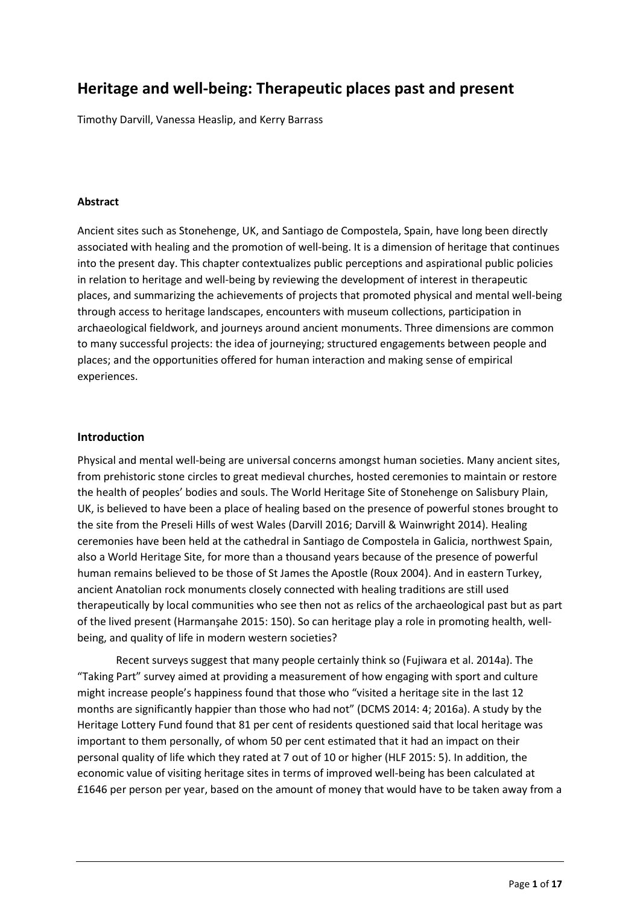# Heritage and well-being: Therapeutic places past and present

Timothy Darvill, Vanessa Heaslip, and Kerry Barrass

### Abstract

Ancient sites such as Stonehenge, UK, and Santiago de Compostela, Spain, have long been directly associated with healing and the promotion of well-being. It is a dimension of heritage that continues into the present day. This chapter contextualizes public perceptions and aspirational public policies in relation to heritage and well-being by reviewing the development of interest in therapeutic places, and summarizing the achievements of projects that promoted physical and mental well-being through access to heritage landscapes, encounters with museum collections, participation in archaeological fieldwork, and journeys around ancient monuments. Three dimensions are common to many successful projects: the idea of journeying; structured engagements between people and places; and the opportunities offered for human interaction and making sense of empirical experiences.

## Introduction

Physical and mental well-being are universal concerns amongst human societies. Many ancient sites, from prehistoric stone circles to great medieval churches, hosted ceremonies to maintain or restore the health of peoples' bodies and souls. The World Heritage Site of Stonehenge on Salisbury Plain, UK, is believed to have been a place of healing based on the presence of powerful stones brought to the site from the Preseli Hills of west Wales (Darvill 2016; Darvill & Wainwright 2014). Healing ceremonies have been held at the cathedral in Santiago de Compostela in Galicia, northwest Spain, also a World Heritage Site, for more than a thousand years because of the presence of powerful human remains believed to be those of St James the Apostle (Roux 2004). And in eastern Turkey, ancient Anatolian rock monuments closely connected with healing traditions are still used therapeutically by local communities who see then not as relics of the archaeological past but as part of the lived present (Harmanşahe 2015: 150). So can heritage play a role in promoting health, well-being, and quality of life in modern western societies?

Recent surveys suggest that many people certainly think so (Fujiwara et al. 2014a). The "Taking Part" survey aimed at providing a measurement of how engaging with sport and culture might increase people's happiness found that those who "visited a heritage site in the last 12 months are significantly happier than those who had not" (DCMS 2014: 4; 2016a). A study by the Heritage Lottery Fund found that 81 per cent of residents questioned said that local heritage was important to them personally, of whom 50 per cent estimated that it had an impact on their personal quality of life which they rated at 7 out of 10 or higher (HLF 2015: 5). In addition, the economic value of visiting heritage sites in terms of improved well-being has been calculated at £1646 per person per year, based on the amount of money that would have to be taken away from a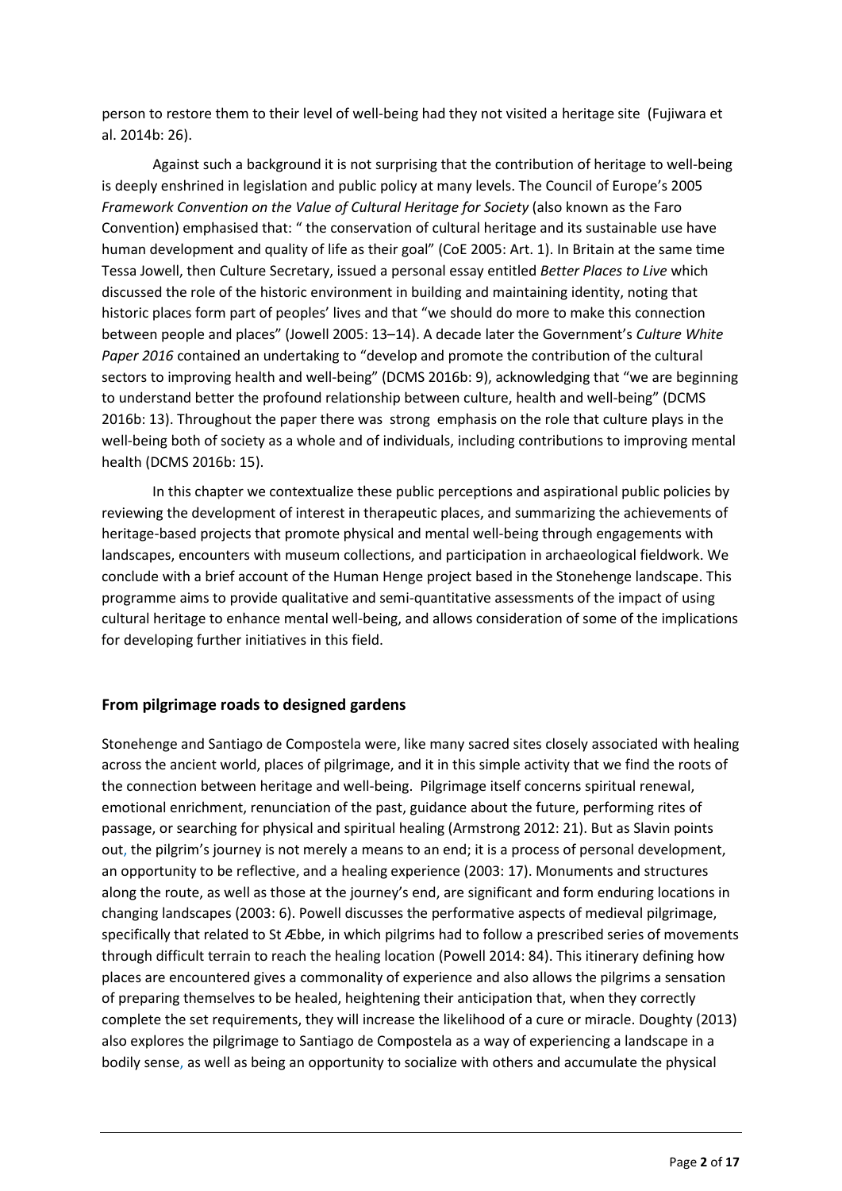person to restore them to their level of well-being had they not visited a heritage site (Fujiwara et al. 2014b: 26).

Against such a background it is not surprising that the contribution of heritage to well-being is deeply enshrined in legislation and public policy at many levels. The Council of Europe's 2005 *Framework Convention on the Value of Cultural Heritage for Society* (also known as the Faro Convention) emphasised that: " the conservation of cultural heritage and its sustainable use have human development and quality of life as their goal" (CoE 2005: Art. 1). In Britain at the same time Tessa Jowell, then Culture Secretary, issued a personal essay entitled *Better Places to Live* which discussed the role of the historic environment in building and maintaining identity, noting that historic places form part of peoples' lives and that "we should do more to make this connection between people and places" (Jowell 2005: 13–14). A decade later the Government's *Culture White Paper 2016* contained an undertaking to "develop and promote the contribution of the cultural sectors to improving health and well-being" (DCMS 2016b: 9), acknowledging that "we are beginning to understand better the profound relationship between culture, health and well-being" (DCMS 2016b: 13). Throughout the paper there was strong emphasis on the role that culture plays in the well-being both of society as a whole and of individuals, including contributions to improving mental health (DCMS 2016b: 15).

In this chapter we contextualize these public perceptions and aspirational public policies by reviewing the development of interest in therapeutic places, and summarizing the achievements of heritage-based projects that promote physical and mental well-being through engagements with landscapes, encounters with museum collections, and participation in archaeological fieldwork. We conclude with a brief account of the Human Henge project based in the Stonehenge landscape. This programme aims to provide qualitative and semi-quantitative assessments of the impact of using cultural heritage to enhance mental well-being, and allows consideration of some of the implications for developing further initiatives in this field.

## From pilgrimage roads to designed gardens

Stonehenge and Santiago de Compostela were, like many sacred sites closely associated with healing across the ancient world, places of pilgrimage, and it in this simple activity that we find the roots of the connection between heritage and well-being. Pilgrimage itself concerns spiritual renewal, emotional enrichment, renunciation of the past, guidance about the future, performing rites of passage, or searching for physical and spiritual healing (Armstrong 2012: 21). But as Slavin points out, the pilgrim's journey is not merely a means to an end; it is a process of personal development, an opportunity to be reflective, and a healing experience (2003: 17). Monuments and structures along the route, as well as those at the journey's end, are significant and form enduring locations in changing landscapes (2003: 6). Powell discusses the performative aspects of medieval pilgrimage, specifically that related to St Æbbe, in which pilgrims had to follow a prescribed series of movements through difficult terrain to reach the healing location (Powell 2014: 84). This itinerary defining how places are encountered gives a commonality of experience and also allows the pilgrims a sensation of preparing themselves to be healed, heightening their anticipation that, when they correctly complete the set requirements, they will increase the likelihood of a cure or miracle. Doughty (2013) also explores the pilgrimage to Santiago de Compostela as a way of experiencing a landscape in a bodily sense, as well as being an opportunity to socialize with others and accumulate the physical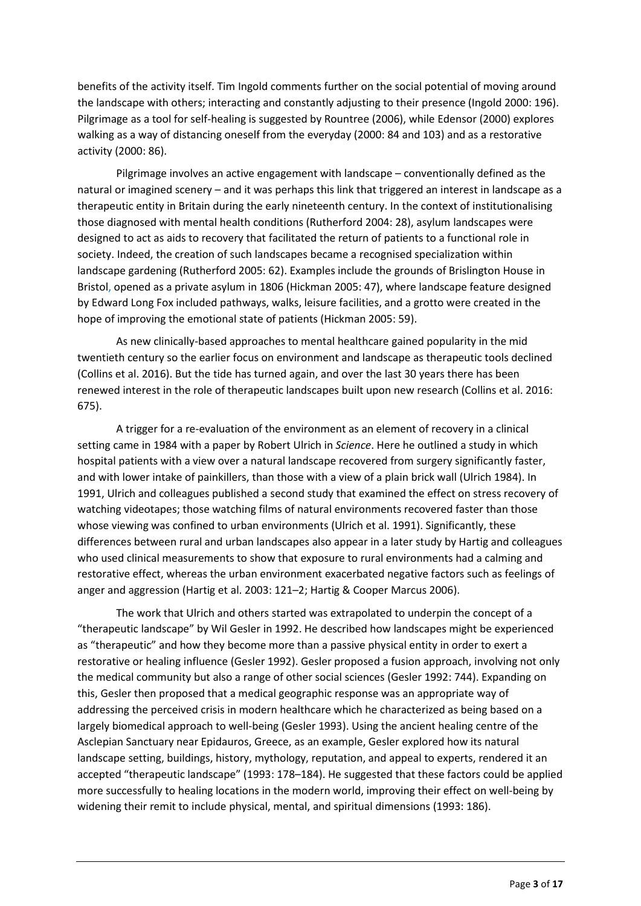benefits of the activity itself. Tim Ingold comments further on the social potential of moving around the landscape with others; interacting and constantly adjusting to their presence (Ingold 2000: 196). Pilgrimage as a tool for self-healing is suggested by Rountree (2006), while Edensor (2000) explores walking as a way of distancing oneself from the everyday (2000: 84 and 103) and as a restorative activity (2000: 86).

Pilgrimage involves an active engagement with landscape – conventionally defined as the natural or imagined scenery – and it was perhaps this link that triggered an interest in landscape as a therapeutic entity in Britain during the early nineteenth century. In the context of institutionalising those diagnosed with mental health conditions (Rutherford 2004: 28), asylum landscapes were designed to act as aids to recovery that facilitated the return of patients to a functional role in society. Indeed, the creation of such landscapes became a recognised specialization within landscape gardening (Rutherford 2005: 62). Examples include the grounds of Brislington House in Bristol, opened as a private asylum in 1806 (Hickman 2005: 47), where landscape feature designed by Edward Long Fox included pathways, walks, leisure facilities, and a grotto were created in the hope of improving the emotional state of patients (Hickman 2005: 59).

As new clinically-based approaches to mental healthcare gained popularity in the mid twentieth century so the earlier focus on environment and landscape as therapeutic tools declined (Collins et al. 2016). But the tide has turned again, and over the last 30 years there has been renewed interest in the role of therapeutic landscapes built upon new research (Collins et al. 2016: 675).

A trigger for a re-evaluation of the environment as an element of recovery in a clinical setting came in 1984 with a paper by Robert Ulrich in *Science*. Here he outlined a study in which hospital patients with a view over a natural landscape recovered from surgery significantly faster, and with lower intake of painkillers, than those with a view of a plain brick wall (Ulrich 1984). In 1991, Ulrich and colleagues published a second study that examined the effect on stress recovery of watching videotapes; those watching films of natural environments recovered faster than those whose viewing was confined to urban environments (Ulrich et al. 1991). Significantly, these differences between rural and urban landscapes also appear in a later study by Hartig and colleagues who used clinical measurements to show that exposure to rural environments had a calming and restorative effect, whereas the urban environment exacerbated negative factors such as feelings of anger and aggression (Hartig et al. 2003: 121–2; Hartig & Cooper Marcus 2006).

The work that Ulrich and others started was extrapolated to underpin the concept of a "therapeutic landscape" by Wil Gesler in 1992. He described how landscapes might be experienced as "therapeutic" and how they become more than a passive physical entity in order to exert a restorative or healing influence (Gesler 1992). Gesler proposed a fusion approach, involving not only the medical community but also a range of other social sciences (Gesler 1992: 744). Expanding on this, Gesler then proposed that a medical geographic response was an appropriate way of addressing the perceived crisis in modern healthcare which he characterized as being based on a largely biomedical approach to well-being (Gesler 1993). Using the ancient healing centre of the Asclepian Sanctuary near Epidauros, Greece, as an example, Gesler explored how its natural landscape setting, buildings, history, mythology, reputation, and appeal to experts, rendered it an accepted "therapeutic landscape" (1993: 178–184). He suggested that these factors could be applied more successfully to healing locations in the modern world, improving their effect on well-being by widening their remit to include physical, mental, and spiritual dimensions (1993: 186).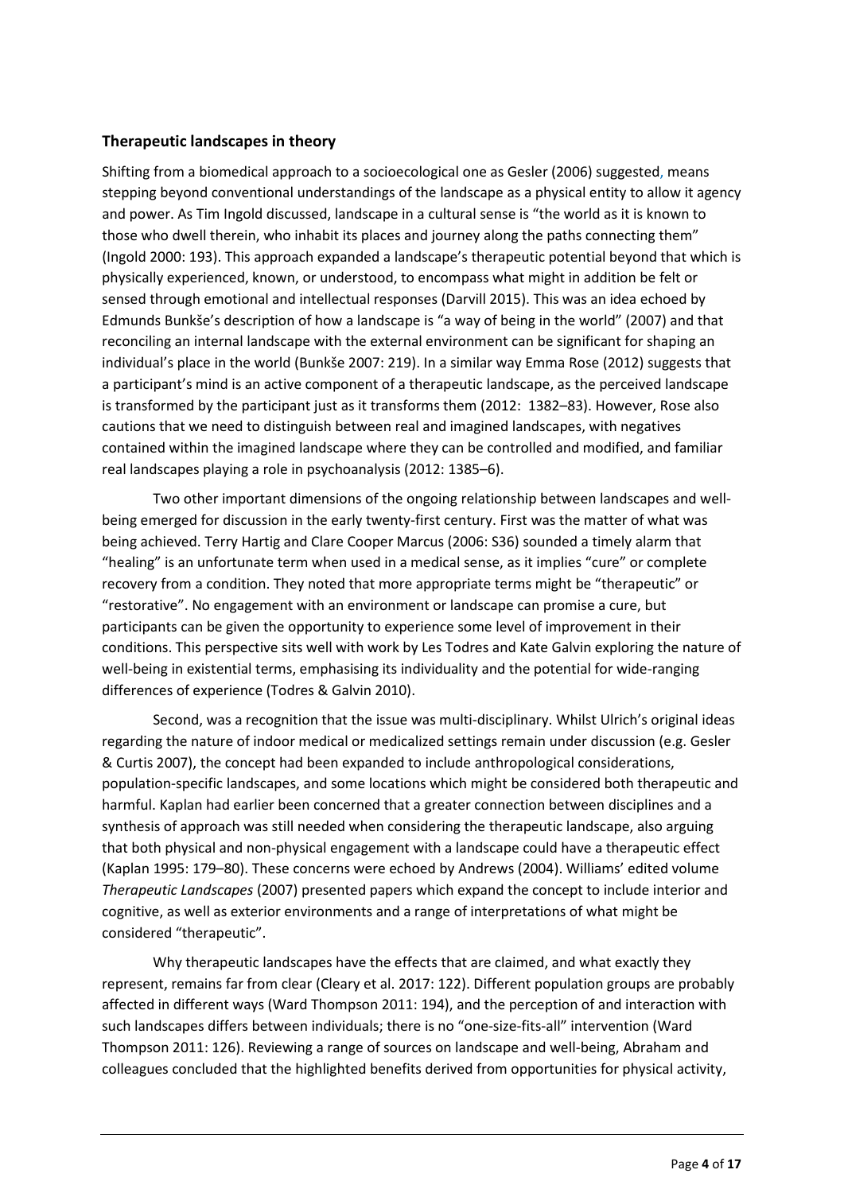## Therapeutic landscapes in theory

Shifting from a biomedical approach to a socioecological one as Gesler (2006) suggested, means stepping beyond conventional understandings of the landscape as a physical entity to allow it agency and power. As Tim Ingold discussed, landscape in a cultural sense is "the world as it is known to those who dwell therein, who inhabit its places and journey along the paths connecting them" (Ingold 2000: 193). This approach expanded a landscape's therapeutic potential beyond that which is physically experienced, known, or understood, to encompass what might in addition be felt or sensed through emotional and intellectual responses (Darvill 2015). This was an idea echoed by Edmunds Bunkše's description of how a landscape is "a way of being in the world" (2007) and that reconciling an internal landscape with the external environment can be significant for shaping an individual's place in the world (Bunkše 2007: 219). In a similar way Emma Rose (2012) suggests that a participant's mind is an active component of a therapeutic landscape, as the perceived landscape is transformed by the participant just as it transforms them (2012: 1382–83). However, Rose also cautions that we need to distinguish between real and imagined landscapes, with negatives contained within the imagined landscape where they can be controlled and modified, and familiar real landscapes playing a role in psychoanalysis (2012: 1385–6).

Two other important dimensions of the ongoing relationship between landscapes and well-being emerged for discussion in the early twenty-first century. First was the matter of what was being achieved. Terry Hartig and Clare Cooper Marcus (2006: S36) sounded a timely alarm that "healing" is an unfortunate term when used in a medical sense, as it implies "cure" or complete recovery from a condition. They noted that more appropriate terms might be "therapeutic" or "restorative". No engagement with an environment or landscape can promise a cure, but participants can be given the opportunity to experience some level of improvement in their conditions. This perspective sits well with work by Les Todres and Kate Galvin exploring the nature of well-being in existential terms, emphasising its individuality and the potential for wide-ranging differences of experience (Todres & Galvin 2010).

Second, was a recognition that the issue was multi-disciplinary. Whilst Ulrich's original ideas regarding the nature of indoor medical or medicalized settings remain under discussion (e.g. Gesler & Curtis 2007), the concept had been expanded to include anthropological considerations, population-specific landscapes, and some locations which might be considered both therapeutic and harmful. Kaplan had earlier been concerned that a greater connection between disciplines and a synthesis of approach was still needed when considering the therapeutic landscape, also arguing that both physical and non-physical engagement with a landscape could have a therapeutic effect (Kaplan 1995: 179–80). These concerns were echoed by Andrews (2004). Williams' edited volume *Therapeutic Landscapes* (2007) presented papers which expand the concept to include interior and cognitive, as well as exterior environments and a range of interpretations of what might be considered "therapeutic".

Why therapeutic landscapes have the effects that are claimed, and what exactly they represent, remains far from clear (Cleary et al. 2017: 122). Different population groups are probably affected in different ways (Ward Thompson 2011: 194), and the perception of and interaction with such landscapes differs between individuals; there is no "one-size-fits-all" intervention (Ward Thompson 2011: 126). Reviewing a range of sources on landscape and well-being, Abraham and colleagues concluded that the highlighted benefits derived from opportunities for physical activity,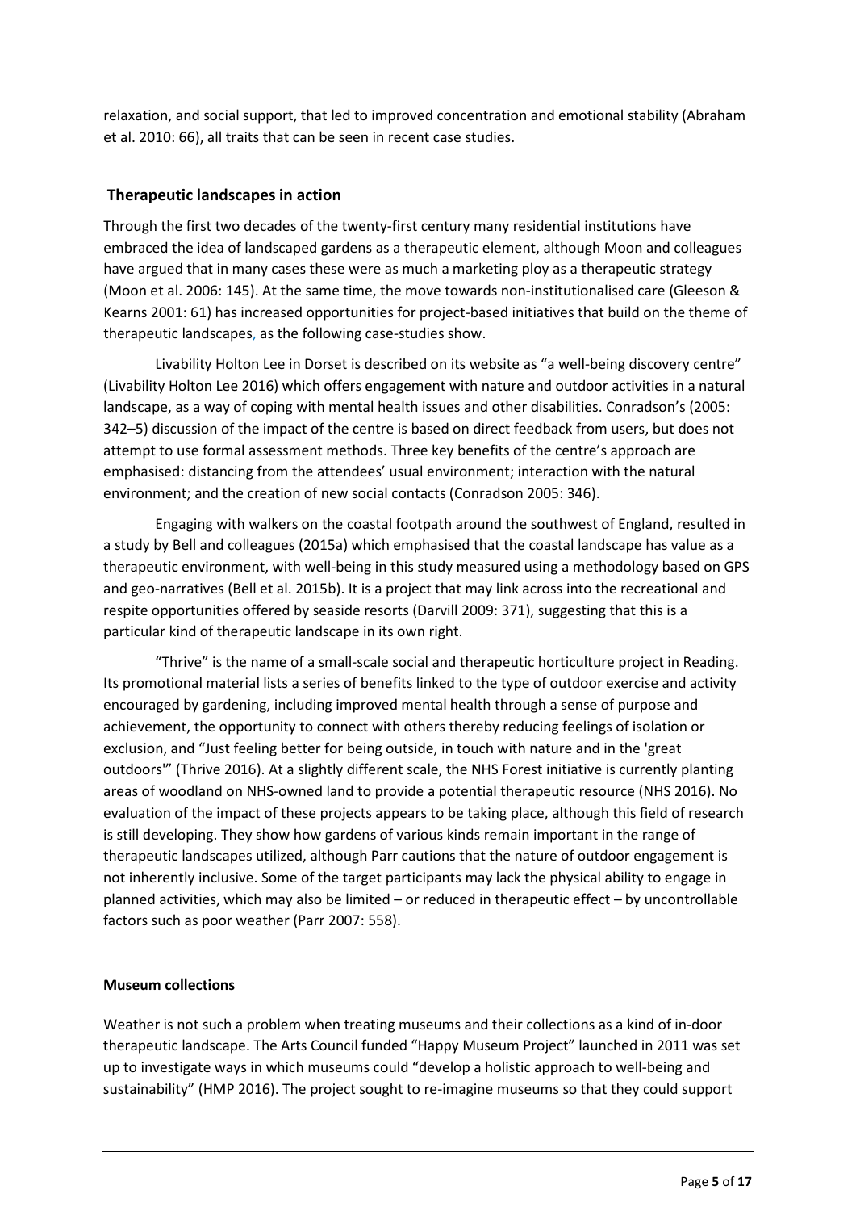relaxation, and social support, that led to improved concentration and emotional stability (Abraham et al. 2010: 66), all traits that can be seen in recent case studies.

## Therapeutic landscapes in action

Through the first two decades of the twenty-first century many residential institutions have embraced the idea of landscaped gardens as a therapeutic element, although Moon and colleagues have argued that in many cases these were as much a marketing ploy as a therapeutic strategy (Moon et al. 2006: 145). At the same time, the move towards non-institutionalised care (Gleeson & Kearns 2001: 61) has increased opportunities for project-based initiatives that build on the theme of therapeutic landscapes, as the following case-studies show.

Livability Holton Lee in Dorset is described on its website as "a well-being discovery centre" (Livability Holton Lee 2016) which offers engagement with nature and outdoor activities in a natural landscape, as a way of coping with mental health issues and other disabilities. Conradson's (2005: 342–5) discussion of the impact of the centre is based on direct feedback from users, but does not attempt to use formal assessment methods. Three key benefits of the centre's approach are emphasised: distancing from the attendees' usual environment; interaction with the natural environment; and the creation of new social contacts (Conradson 2005: 346).

Engaging with walkers on the coastal footpath around the southwest of England, resulted in a study by Bell and colleagues (2015a) which emphasised that the coastal landscape has value as a therapeutic environment, with well-being in this study measured using a methodology based on GPS and geo-narratives (Bell et al. 2015b). It is a project that may link across into the recreational and respite opportunities offered by seaside resorts (Darvill 2009: 371), suggesting that this is a particular kind of therapeutic landscape in its own right.

"Thrive" is the name of a small-scale social and therapeutic horticulture project in Reading. Its promotional material lists a series of benefits linked to the type of outdoor exercise and activity encouraged by gardening, including improved mental health through a sense of purpose and achievement, the opportunity to connect with others thereby reducing feelings of isolation or exclusion, and "Just feeling better for being outside, in touch with nature and in the 'great outdoors'" (Thrive 2016). At a slightly different scale, the NHS Forest initiative is currently planting areas of woodland on NHS-owned land to provide a potential therapeutic resource (NHS 2016). No evaluation of the impact of these projects appears to be taking place, although this field of research is still developing. They show how gardens of various kinds remain important in the range of therapeutic landscapes utilized, although Parr cautions that the nature of outdoor engagement is not inherently inclusive. Some of the target participants may lack the physical ability to engage in planned activities, which may also be limited – or reduced in therapeutic effect – by uncontrollable factors such as poor weather (Parr 2007: 558).

## Museum collections

Weather is not such a problem when treating museums and their collections as a kind of in-door therapeutic landscape. The Arts Council funded "Happy Museum Project" launched in 2011 was set up to investigate ways in which museums could "develop a holistic approach to well-being and sustainability" (HMP 2016). The project sought to re-imagine museums so that they could support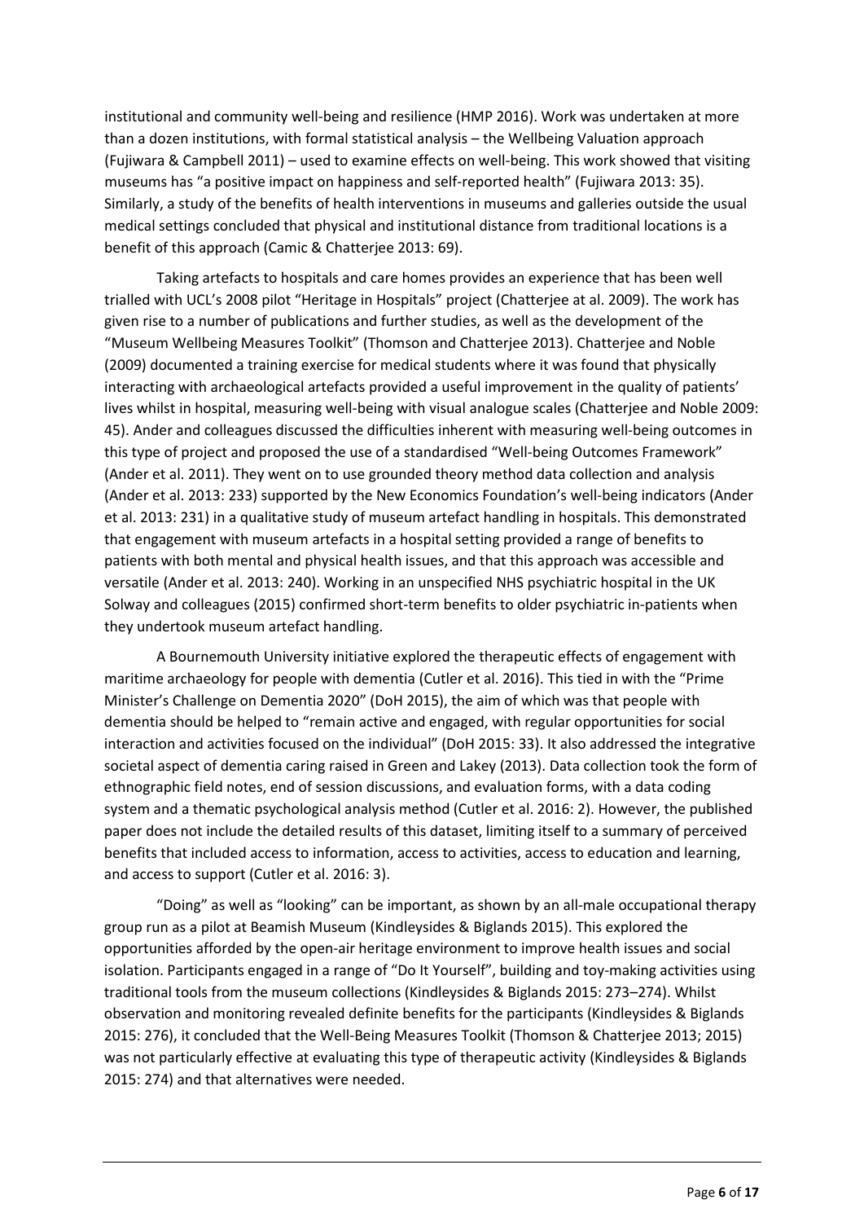institutional and community well-being and resilience (HMP 2016). Work was undertaken at more than a dozen institutions, with formal statistical analysis – the Wellbeing Valuation approach (Fujiwara & Campbell 2011) – used to examine effects on well-being. This work showed that visiting museums has "a positive impact on happiness and self-reported health" (Fujiwara 2013: 35). Similarly, a study of the benefits of health interventions in museums and galleries outside the usual medical settings concluded that physical and institutional distance from traditional locations is a benefit of this approach (Camic & Chatterjee 2013: 69).

Taking artefacts to hospitals and care homes provides an experience that has been well trialled with UCL's 2008 pilot "Heritage in Hospitals" project (Chatterjee at al. 2009). The work has given rise to a number of publications and further studies, as well as the development of the "Museum Wellbeing Measures Toolkit" (Thomson and Chatterjee 2013). Chatterjee and Noble (2009) documented a training exercise for medical students where it was found that physically interacting with archaeological artefacts provided a useful improvement in the quality of patients' lives whilst in hospital, measuring well-being with visual analogue scales (Chatterjee and Noble 2009: 45). Ander and colleagues discussed the difficulties inherent with measuring well-being outcomes in this type of project and proposed the use of a standardised "Well-being Outcomes Framework" (Ander et al. 2011). They went on to use grounded theory method data collection and analysis (Ander et al. 2013: 233) supported by the New Economics Foundation's well-being indicators (Ander et al. 2013: 231) in a qualitative study of museum artefact handling in hospitals. This demonstrated that engagement with museum artefacts in a hospital setting provided a range of benefits to patients with both mental and physical health issues, and that this approach was accessible and versatile (Ander et al. 2013: 240). Working in an unspecified NHS psychiatric hospital in the UK Solway and colleagues (2015) confirmed short-term benefits to older psychiatric in-patients when they undertook museum artefact handling.

A Bournemouth University initiative explored the therapeutic effects of engagement with maritime archaeology for people with dementia (Cutler et al. 2016). This tied in with the "Prime Minister's Challenge on Dementia 2020" (DoH 2015), the aim of which was that people with dementia should be helped to "remain active and engaged, with regular opportunities for social interaction and activities focused on the individual" (DoH 2015: 33). It also addressed the integrative societal aspect of dementia caring raised in Green and Lakey (2013). Data collection took the form of ethnographic field notes, end of session discussions, and evaluation forms, with a data coding system and a thematic psychological analysis method (Cutler et al. 2016: 2). However, the published paper does not include the detailed results of this dataset, limiting itself to a summary of perceived benefits that included access to information, access to activities, access to education and learning, and access to support (Cutler et al. 2016: 3).

"Doing" as well as "looking" can be important, as shown by an all-male occupational therapy group run as a pilot at Beamish Museum (Kindleysides & Biglands 2015). This explored the opportunities afforded by the open-air heritage environment to improve health issues and social isolation. Participants engaged in a range of "Do It Yourself", building and toy-making activities using traditional tools from the museum collections (Kindleysides & Biglands 2015: 273–274). Whilst observation and monitoring revealed definite benefits for the participants (Kindleysides & Biglands 2015: 276), it concluded that the Well-Being Measures Toolkit (Thomson & Chatterjee 2013; 2015) was not particularly effective at evaluating this type of therapeutic activity (Kindleysides & Biglands 2015: 274) and that alternatives were needed.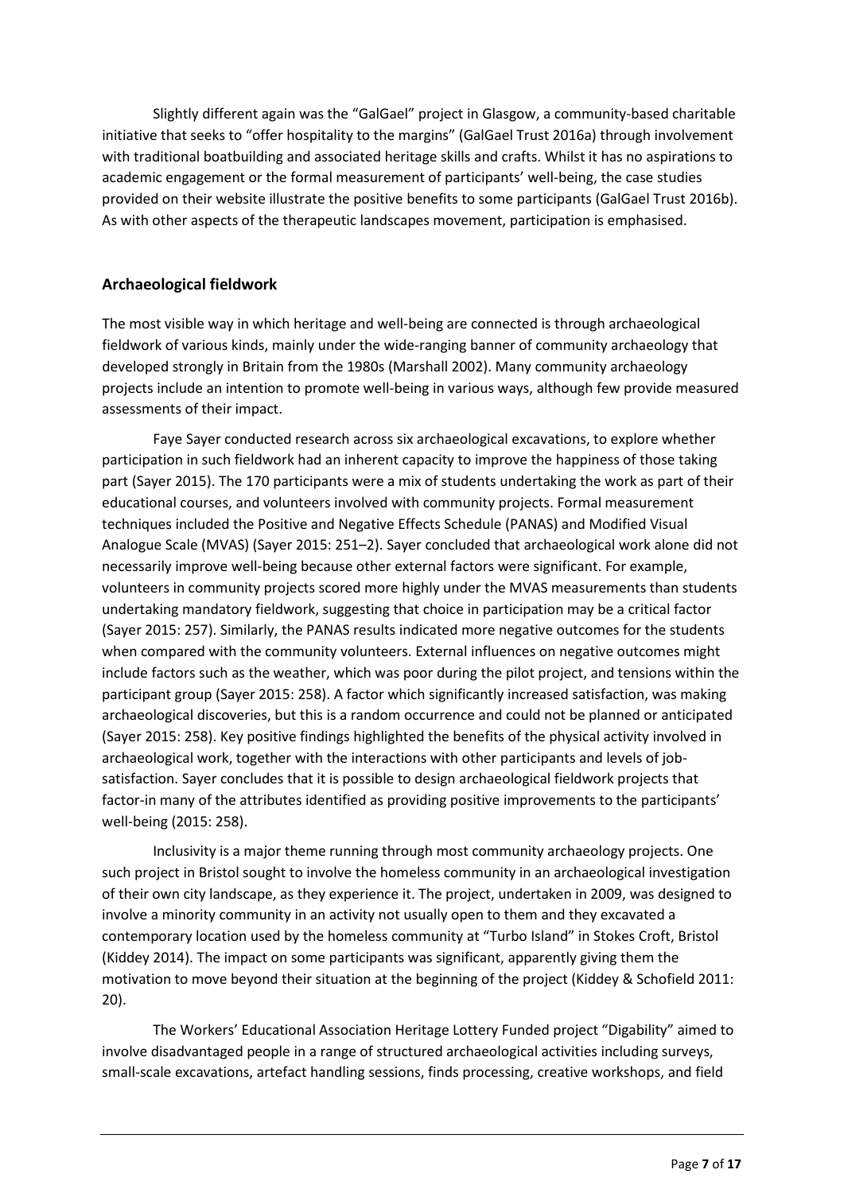Slightly different again was the "GalGael" project in Glasgow, a community-based charitable initiative that seeks to "offer hospitality to the margins" (GalGael Trust 2016a) through involvement with traditional boatbuilding and associated heritage skills and crafts. Whilst it has no aspirations to academic engagement or the formal measurement of participants' well-being, the case studies provided on their website illustrate the positive benefits to some participants (GalGael Trust 2016b). As with other aspects of the therapeutic landscapes movement, participation is emphasised.

## Archaeological fieldwork

The most visible way in which heritage and well-being are connected is through archaeological fieldwork of various kinds, mainly under the wide-ranging banner of community archaeology that developed strongly in Britain from the 1980s (Marshall 2002). Many community archaeology projects include an intention to promote well-being in various ways, although few provide measured assessments of their impact.

Faye Sayer conducted research across six archaeological excavations, to explore whether participation in such fieldwork had an inherent capacity to improve the happiness of those taking part (Sayer 2015). The 170 participants were a mix of students undertaking the work as part of their educational courses, and volunteers involved with community projects. Formal measurement techniques included the Positive and Negative Effects Schedule (PANAS) and Modified Visual Analogue Scale (MVAS) (Sayer 2015: 251–2). Sayer concluded that archaeological work alone did not necessarily improve well-being because other external factors were significant. For example, volunteers in community projects scored more highly under the MVAS measurements than students undertaking mandatory fieldwork, suggesting that choice in participation may be a critical factor (Sayer 2015: 257). Similarly, the PANAS results indicated more negative outcomes for the students when compared with the community volunteers. External influences on negative outcomes might include factors such as the weather, which was poor during the pilot project, and tensions within the participant group (Sayer 2015: 258). A factor which significantly increased satisfaction, was making archaeological discoveries, but this is a random occurrence and could not be planned or anticipated (Sayer 2015: 258). Key positive findings highlighted the benefits of the physical activity involved in archaeological work, together with the interactions with other participants and levels of job-satisfaction. Sayer concludes that it is possible to design archaeological fieldwork projects that factor-in many of the attributes identified as providing positive improvements to the participants' well-being (2015: 258).

Inclusivity is a major theme running through most community archaeology projects. One such project in Bristol sought to involve the homeless community in an archaeological investigation of their own city landscape, as they experience it. The project, undertaken in 2009, was designed to involve a minority community in an activity not usually open to them and they excavated a contemporary location used by the homeless community at "Turbo Island" in Stokes Croft, Bristol (Kiddey 2014). The impact on some participants was significant, apparently giving them the motivation to move beyond their situation at the beginning of the project (Kiddey & Schofield 2011: 20).

The Workers' Educational Association Heritage Lottery Funded project "Digability" aimed to involve disadvantaged people in a range of structured archaeological activities including surveys, small-scale excavations, artefact handling sessions, finds processing, creative workshops, and field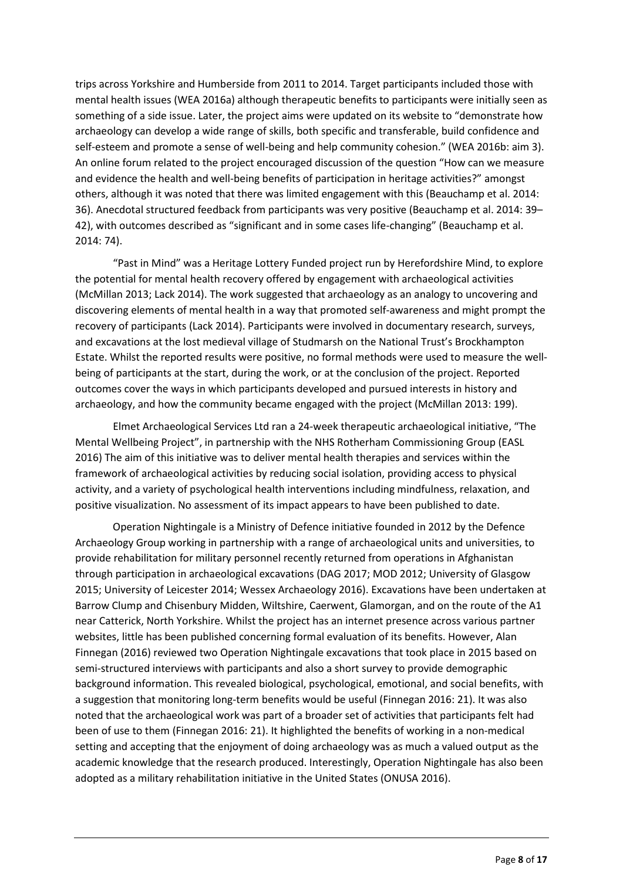trips across Yorkshire and Humberside from 2011 to 2014. Target participants included those with mental health issues (WEA 2016a) although therapeutic benefits to participants were initially seen as something of a side issue. Later, the project aims were updated on its website to "demonstrate how archaeology can develop a wide range of skills, both specific and transferable, build confidence and self-esteem and promote a sense of well-being and help community cohesion." (WEA 2016b: aim 3). An online forum related to the project encouraged discussion of the question "How can we measure and evidence the health and well-being benefits of participation in heritage activities?" amongst others, although it was noted that there was limited engagement with this (Beauchamp et al. 2014: 36). Anecdotal structured feedback from participants was very positive (Beauchamp et al. 2014: 39–42), with outcomes described as "significant and in some cases life-changing" (Beauchamp et al. 2014: 74).

"Past in Mind" was a Heritage Lottery Funded project run by Herefordshire Mind, to explore the potential for mental health recovery offered by engagement with archaeological activities (McMillan 2013; Lack 2014). The work suggested that archaeology as an analogy to uncovering and discovering elements of mental health in a way that promoted self-awareness and might prompt the recovery of participants (Lack 2014). Participants were involved in documentary research, surveys, and excavations at the lost medieval village of Studmarsh on the National Trust's Brockhampton Estate. Whilst the reported results were positive, no formal methods were used to measure the well-being of participants at the start, during the work, or at the conclusion of the project. Reported outcomes cover the ways in which participants developed and pursued interests in history and archaeology, and how the community became engaged with the project (McMillan 2013: 199).

Elmet Archaeological Services Ltd ran a 24-week therapeutic archaeological initiative, "The Mental Wellbeing Project", in partnership with the NHS Rotherham Commissioning Group (EASL 2016) The aim of this initiative was to deliver mental health therapies and services within the framework of archaeological activities by reducing social isolation, providing access to physical activity, and a variety of psychological health interventions including mindfulness, relaxation, and positive visualization. No assessment of its impact appears to have been published to date.

Operation Nightingale is a Ministry of Defence initiative founded in 2012 by the Defence Archaeology Group working in partnership with a range of archaeological units and universities, to provide rehabilitation for military personnel recently returned from operations in Afghanistan through participation in archaeological excavations (DAG 2017; MOD 2012; University of Glasgow 2015; University of Leicester 2014; Wessex Archaeology 2016). Excavations have been undertaken at Barrow Clump and Chisenbury Midden, Wiltshire, Caerwent, Glamorgan, and on the route of the A1 near Catterick, North Yorkshire. Whilst the project has an internet presence across various partner websites, little has been published concerning formal evaluation of its benefits. However, Alan Finnegan (2016) reviewed two Operation Nightingale excavations that took place in 2015 based on semi-structured interviews with participants and also a short survey to provide demographic background information. This revealed biological, psychological, emotional, and social benefits, with a suggestion that monitoring long-term benefits would be useful (Finnegan 2016: 21). It was also noted that the archaeological work was part of a broader set of activities that participants felt had been of use to them (Finnegan 2016: 21). It highlighted the benefits of working in a non-medical setting and accepting that the enjoyment of doing archaeology was as much a valued output as the academic knowledge that the research produced. Interestingly, Operation Nightingale has also been adopted as a military rehabilitation initiative in the United States (ONUSA 2016).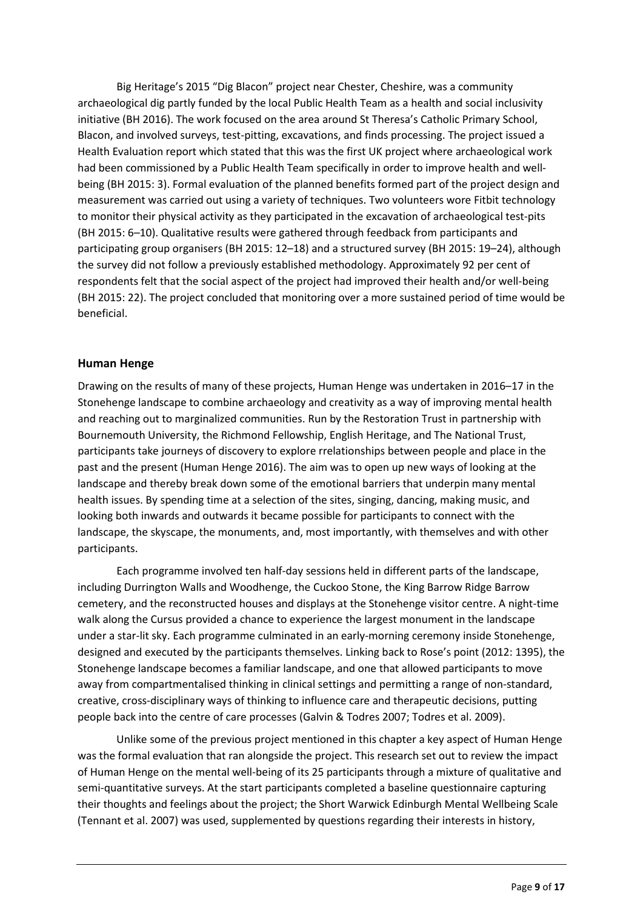Big Heritage's 2015 "Dig Blacon" project near Chester, Cheshire, was a community archaeological dig partly funded by the local Public Health Team as a health and social inclusivity initiative (BH 2016). The work focused on the area around St Theresa's Catholic Primary School, Blacon, and involved surveys, test-pitting, excavations, and finds processing. The project issued a Health Evaluation report which stated that this was the first UK project where archaeological work had been commissioned by a Public Health Team specifically in order to improve health and well-being (BH 2015: 3). Formal evaluation of the planned benefits formed part of the project design and measurement was carried out using a variety of techniques. Two volunteers wore Fitbit technology to monitor their physical activity as they participated in the excavation of archaeological test-pits (BH 2015: 6–10). Qualitative results were gathered through feedback from participants and participating group organisers (BH 2015: 12–18) and a structured survey (BH 2015: 19–24), although the survey did not follow a previously established methodology. Approximately 92 per cent of respondents felt that the social aspect of the project had improved their health and/or well-being (BH 2015: 22). The project concluded that monitoring over a more sustained period of time would be beneficial.

## Human Henge

Drawing on the results of many of these projects, Human Henge was undertaken in 2016–17 in the Stonehenge landscape to combine archaeology and creativity as a way of improving mental health and reaching out to marginalized communities. Run by the Restoration Trust in partnership with Bournemouth University, the Richmond Fellowship, English Heritage, and The National Trust, participants take journeys of discovery to explore rrelationships between people and place in the past and the present (Human Henge 2016). The aim was to open up new ways of looking at the landscape and thereby break down some of the emotional barriers that underpin many mental health issues. By spending time at a selection of the sites, singing, dancing, making music, and looking both inwards and outwards it became possible for participants to connect with the landscape, the skyscape, the monuments, and, most importantly, with themselves and with other participants.

Each programme involved ten half-day sessions held in different parts of the landscape, including Durrington Walls and Woodhenge, the Cuckoo Stone, the King Barrow Ridge Barrow cemetery, and the reconstructed houses and displays at the Stonehenge visitor centre. A night-time walk along the Cursus provided a chance to experience the largest monument in the landscape under a star-lit sky. Each programme culminated in an early-morning ceremony inside Stonehenge, designed and executed by the participants themselves. Linking back to Rose's point (2012: 1395), the Stonehenge landscape becomes a familiar landscape, and one that allowed participants to move away from compartmentalised thinking in clinical settings and permitting a range of non-standard, creative, cross-disciplinary ways of thinking to influence care and therapeutic decisions, putting people back into the centre of care processes (Galvin & Todres 2007; Todres et al. 2009).

Unlike some of the previous project mentioned in this chapter a key aspect of Human Henge was the formal evaluation that ran alongside the project. This research set out to review the impact of Human Henge on the mental well-being of its 25 participants through a mixture of qualitative and semi-quantitative surveys. At the start participants completed a baseline questionnaire capturing their thoughts and feelings about the project; the Short Warwick Edinburgh Mental Wellbeing Scale (Tennant et al. 2007) was used, supplemented by questions regarding their interests in history,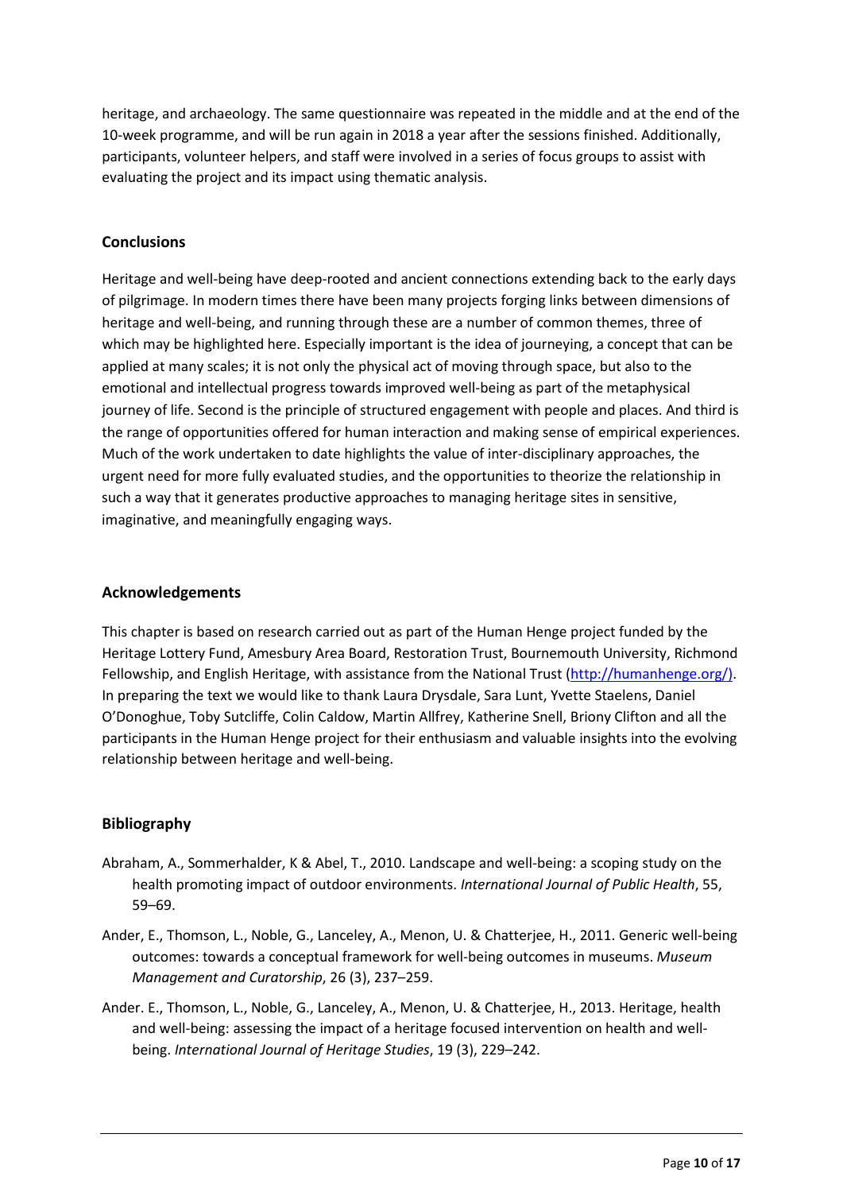heritage, and archaeology. The same questionnaire was repeated in the middle and at the end of the 10-week programme, and will be run again in 2018 a year after the sessions finished. Additionally, participants, volunteer helpers, and staff were involved in a series of focus groups to assist with evaluating the project and its impact using thematic analysis.

## Conclusions

Heritage and well-being have deep-rooted and ancient connections extending back to the early days of pilgrimage. In modern times there have been many projects forging links between dimensions of heritage and well-being, and running through these are a number of common themes, three of which may be highlighted here. Especially important is the idea of journeying, a concept that can be applied at many scales; it is not only the physical act of moving through space, but also to the emotional and intellectual progress towards improved well-being as part of the metaphysical journey of life. Second is the principle of structured engagement with people and places. And third is the range of opportunities offered for human interaction and making sense of empirical experiences. Much of the work undertaken to date highlights the value of inter-disciplinary approaches, the urgent need for more fully evaluated studies, and the opportunities to theorize the relationship in such a way that it generates productive approaches to managing heritage sites in sensitive, imaginative, and meaningfully engaging ways.

## Acknowledgements

This chapter is based on research carried out as part of the Human Henge project funded by the Heritage Lottery Fund, Amesbury Area Board, Restoration Trust, Bournemouth University, Richmond Fellowship, and English Heritage, with assistance from the National Trust (http://humanhenge.org/). In preparing the text we would like to thank Laura Drysdale, Sara Lunt, Yvette Staelens, Daniel O'Donoghue, Toby Sutcliffe, Colin Caldow, Martin Allfrey, Katherine Snell, Briony Clifton and all the participants in the Human Henge project for their enthusiasm and valuable insights into the evolving relationship between heritage and well-being.

## Bibliography

Abraham, A., Sommerhalder, K & Abel, T., 2010. Landscape and well-being: a scoping study on the health promoting impact of outdoor environments. *International Journal of Public Health*, 55, 59–69.

Ander, E., Thomson, L., Noble, G., Lanceley, A., Menon, U. & Chatterjee, H., 2011. Generic well-being outcomes: towards a conceptual framework for well-being outcomes in museums. *Museum Management and Curatorship*, 26 (3), 237–259.

Ander. E., Thomson, L., Noble, G., Lanceley, A., Menon, U. & Chatterjee, H., 2013. Heritage, health and well-being: assessing the impact of a heritage focused intervention on health and well-being. *International Journal of Heritage Studies*, 19 (3), 229–242.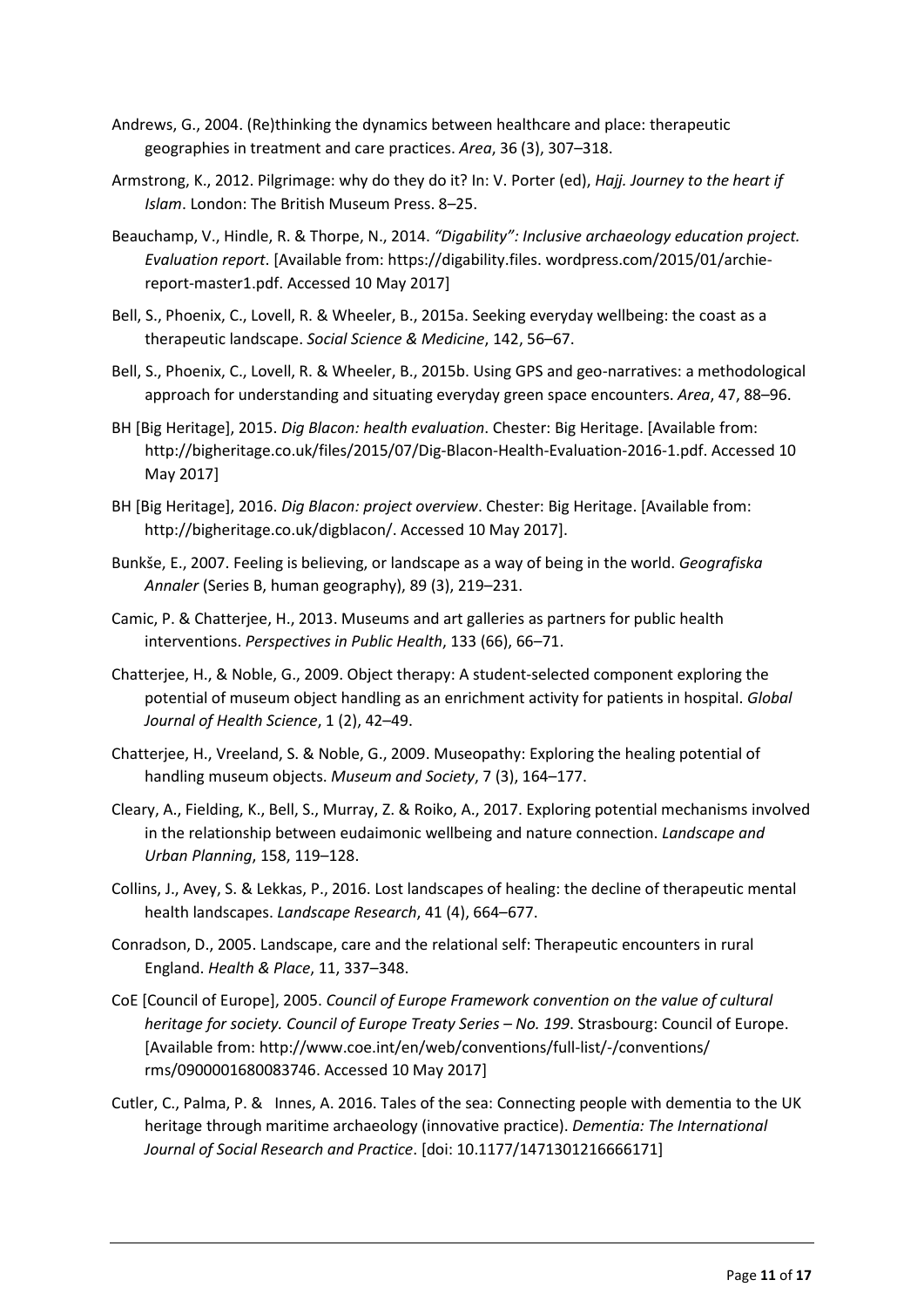Andrews, G., 2004. (Re)thinking the dynamics between healthcare and place: therapeutic geographies in treatment and care practices. *Area*, 36 (3), 307–318.

Armstrong, K., 2012. Pilgrimage: why do they do it? In: V. Porter (ed), *Hajj. Journey to the heart if Islam*. London: The British Museum Press. 8–25.

Beauchamp, V., Hindle, R. & Thorpe, N., 2014. *"Digability": Inclusive archaeology education project. Evaluation report*. [Available from: https://digability.files. wordpress.com/2015/01/archie-report-master1.pdf. Accessed 10 May 2017]

Bell, S., Phoenix, C., Lovell, R. & Wheeler, B., 2015a. Seeking everyday wellbeing: the coast as a therapeutic landscape. *Social Science & Medicine*, 142, 56–67.

Bell, S., Phoenix, C., Lovell, R. & Wheeler, B., 2015b. Using GPS and geo-narratives: a methodological approach for understanding and situating everyday green space encounters. *Area*, 47, 88–96.

BH [Big Heritage], 2015. *Dig Blacon: health evaluation*. Chester: Big Heritage. [Available from: http://bigheritage.co.uk/files/2015/07/Dig-Blacon-Health-Evaluation-2016-1.pdf. Accessed 10 May 2017]

BH [Big Heritage], 2016. *Dig Blacon: project overview*. Chester: Big Heritage. [Available from: http://bigheritage.co.uk/digblacon/. Accessed 10 May 2017].

Bunkše, E., 2007. Feeling is believing, or landscape as a way of being in the world. *Geografiska Annaler* (Series B, human geography), 89 (3), 219–231.

Camic, P. & Chatterjee, H., 2013. Museums and art galleries as partners for public health interventions. *Perspectives in Public Health*, 133 (66), 66–71.

Chatterjee, H., & Noble, G., 2009. Object therapy: A student-selected component exploring the potential of museum object handling as an enrichment activity for patients in hospital. *Global Journal of Health Science*, 1 (2), 42–49.

Chatterjee, H., Vreeland, S. & Noble, G., 2009. Museopathy: Exploring the healing potential of handling museum objects. *Museum and Society*, 7 (3), 164–177.

Cleary, A., Fielding, K., Bell, S., Murray, Z. & Roiko, A., 2017. Exploring potential mechanisms involved in the relationship between eudaimonic wellbeing and nature connection. *Landscape and Urban Planning*, 158, 119–128.

Collins, J., Avey, S. & Lekkas, P., 2016. Lost landscapes of healing: the decline of therapeutic mental health landscapes. *Landscape Research*, 41 (4), 664–677.

Conradson, D., 2005. Landscape, care and the relational self: Therapeutic encounters in rural England. *Health & Place*, 11, 337–348.

CoE [Council of Europe], 2005. *Council of Europe Framework convention on the value of cultural heritage for society. Council of Europe Treaty Series – No. 199*. Strasbourg: Council of Europe. [Available from: http://www.coe.int/en/web/conventions/full-list/-/conventions/ rms/0900001680083746. Accessed 10 May 2017]

Cutler, C., Palma, P. & Innes, A. 2016. Tales of the sea: Connecting people with dementia to the UK heritage through maritime archaeology (innovative practice). *Dementia: The International Journal of Social Research and Practice*. [doi: 10.1177/1471301216666171]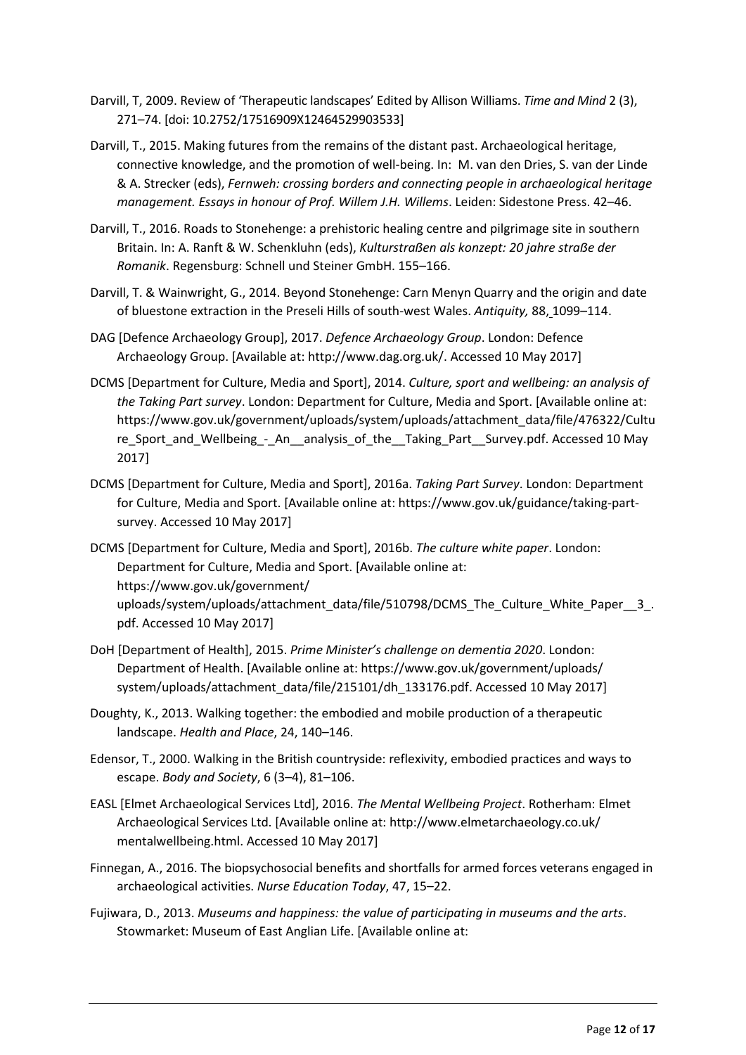Darvill, T, 2009. Review of 'Therapeutic landscapes' Edited by Allison Williams. *Time and Mind* 2 (3), 271–74. [doi: 10.2752/17516909X12464529903533]

Darvill, T., 2015. Making futures from the remains of the distant past. Archaeological heritage, connective knowledge, and the promotion of well-being. In: M. van den Dries, S. van der Linde & A. Strecker (eds), *Fernweh: crossing borders and connecting people in archaeological heritage management. Essays in honour of Prof. Willem J.H. Willems*. Leiden: Sidestone Press. 42–46.

Darvill, T., 2016. Roads to Stonehenge: a prehistoric healing centre and pilgrimage site in southern Britain. In: A. Ranft & W. Schenkluhn (eds), *Kulturstraßen als konzept: 20 jahre straße der Romanik*. Regensburg: Schnell und Steiner GmbH. 155–166.

Darvill, T. & Wainwright, G., 2014. Beyond Stonehenge: Carn Menyn Quarry and the origin and date of bluestone extraction in the Preseli Hills of south-west Wales. *Antiquity,* 88, 1099–114.

DAG [Defence Archaeology Group], 2017. *Defence Archaeology Group*. London: Defence Archaeology Group. [Available at: http://www.dag.org.uk/. Accessed 10 May 2017]

DCMS [Department for Culture, Media and Sport], 2014. *Culture, sport and wellbeing: an analysis of the Taking Part survey*. London: Department for Culture, Media and Sport. [Available online at: https://www.gov.uk/government/uploads/system/uploads/attachment_data/file/476322/Culture_Sport_and_Wellbeing_-_An__analysis_of_the__Taking_Part__Survey.pdf. Accessed 10 May 2017]

DCMS [Department for Culture, Media and Sport], 2016a. *Taking Part Survey*. London: Department for Culture, Media and Sport. [Available online at: https://www.gov.uk/guidance/taking-part-survey. Accessed 10 May 2017]

DCMS [Department for Culture, Media and Sport], 2016b. *The culture white paper*. London: Department for Culture, Media and Sport. [Available online at: https://www.gov.uk/government/ uploads/system/uploads/attachment_data/file/510798/DCMS_The_Culture_White_Paper__3_.pdf. Accessed 10 May 2017]

DoH [Department of Health], 2015. *Prime Minister's challenge on dementia 2020*. London: Department of Health. [Available online at: https://www.gov.uk/government/uploads/ system/uploads/attachment_data/file/215101/dh_133176.pdf. Accessed 10 May 2017]

Doughty, K., 2013. Walking together: the embodied and mobile production of a therapeutic landscape. *Health and Place*, 24, 140–146.

Edensor, T., 2000. Walking in the British countryside: reflexivity, embodied practices and ways to escape. *Body and Society*, 6 (3–4), 81–106.

EASL [Elmet Archaeological Services Ltd], 2016. *The Mental Wellbeing Project*. Rotherham: Elmet Archaeological Services Ltd. [Available online at: http://www.elmetarchaeology.co.uk/ mentalwellbeing.html. Accessed 10 May 2017]

Finnegan, A., 2016. The biopsychosocial benefits and shortfalls for armed forces veterans engaged in archaeological activities. *Nurse Education Today*, 47, 15–22.

Fujiwara, D., 2013. *Museums and happiness: the value of participating in museums and the arts*. Stowmarket: Museum of East Anglian Life. [Available online at: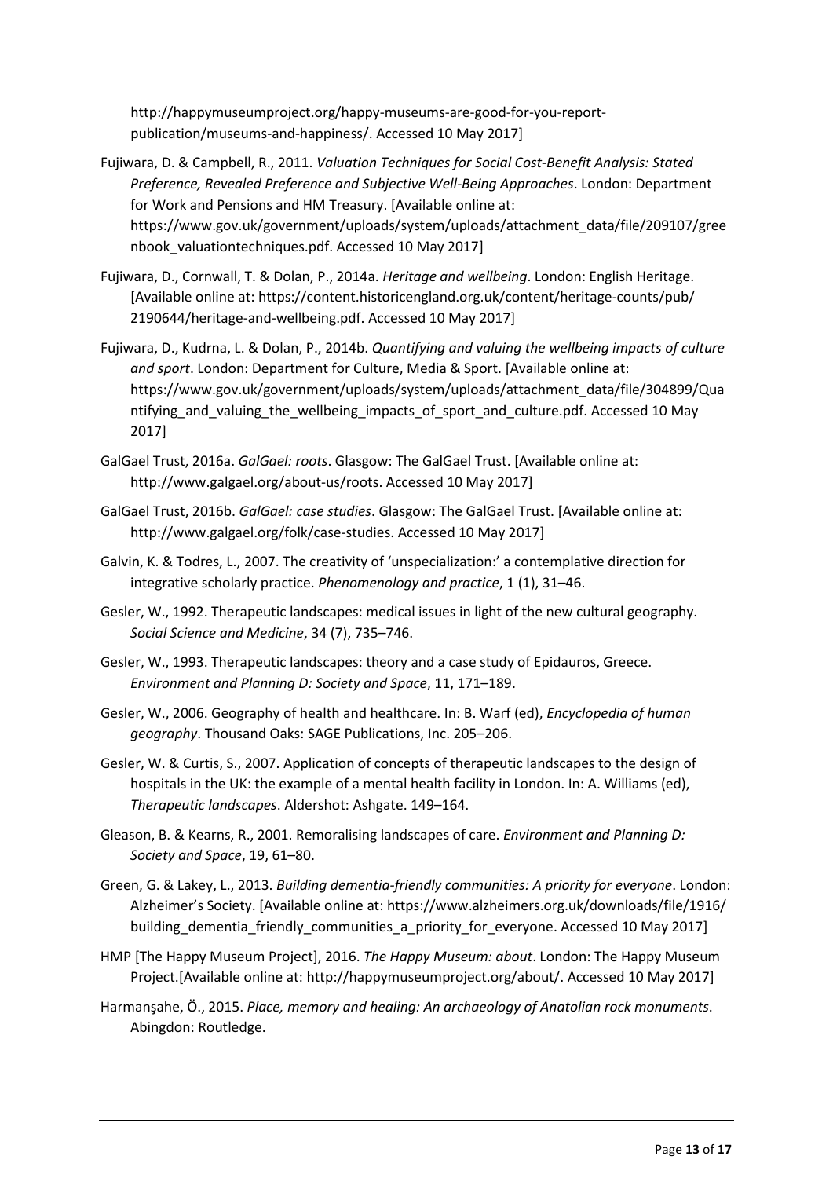http://happymuseumproject.org/happy-museums-are-good-for-you-report-publication/museums-and-happiness/. Accessed 10 May 2017]

Fujiwara, D. & Campbell, R., 2011. *Valuation Techniques for Social Cost-Benefit Analysis: Stated Preference, Revealed Preference and Subjective Well-Being Approaches*. London: Department for Work and Pensions and HM Treasury. [Available online at: https://www.gov.uk/government/uploads/system/uploads/attachment_data/file/209107/greenbook_valuationtechniques.pdf. Accessed 10 May 2017]

Fujiwara, D., Cornwall, T. & Dolan, P., 2014a. *Heritage and wellbeing*. London: English Heritage. [Available online at: https://content.historicengland.org.uk/content/heritage-counts/pub/2190644/heritage-and-wellbeing.pdf. Accessed 10 May 2017]

Fujiwara, D., Kudrna, L. & Dolan, P., 2014b. *Quantifying and valuing the wellbeing impacts of culture and sport*. London: Department for Culture, Media & Sport. [Available online at: https://www.gov.uk/government/uploads/system/uploads/attachment_data/file/304899/Quantifying_and_valuing_the_wellbeing_impacts_of_sport_and_culture.pdf. Accessed 10 May 2017]

GalGael Trust, 2016a. *GalGael: roots*. Glasgow: The GalGael Trust. [Available online at: http://www.galgael.org/about-us/roots. Accessed 10 May 2017]

GalGael Trust, 2016b. *GalGael: case studies*. Glasgow: The GalGael Trust. [Available online at: http://www.galgael.org/folk/case-studies. Accessed 10 May 2017]

Galvin, K. & Todres, L., 2007. The creativity of 'unspecialization:' a contemplative direction for integrative scholarly practice. *Phenomenology and practice*, 1 (1), 31–46.

Gesler, W., 1992. Therapeutic landscapes: medical issues in light of the new cultural geography. *Social Science and Medicine*, 34 (7), 735–746.

Gesler, W., 1993. Therapeutic landscapes: theory and a case study of Epidauros, Greece. *Environment and Planning D: Society and Space*, 11, 171–189.

Gesler, W., 2006. Geography of health and healthcare. In: B. Warf (ed), *Encyclopedia of human geography*. Thousand Oaks: SAGE Publications, Inc. 205–206.

Gesler, W. & Curtis, S., 2007. Application of concepts of therapeutic landscapes to the design of hospitals in the UK: the example of a mental health facility in London. In: A. Williams (ed), *Therapeutic landscapes*. Aldershot: Ashgate. 149–164.

Gleason, B. & Kearns, R., 2001. Remoralising landscapes of care. *Environment and Planning D: Society and Space*, 19, 61–80.

Green, G. & Lakey, L., 2013. *Building dementia-friendly communities: A priority for everyone*. London: Alzheimer's Society. [Available online at: https://www.alzheimers.org.uk/downloads/file/1916/building_dementia_friendly_communities_a_priority_for_everyone. Accessed 10 May 2017]

HMP [The Happy Museum Project], 2016. *The Happy Museum: about*. London: The Happy Museum Project.[Available online at: http://happymuseumproject.org/about/. Accessed 10 May 2017]

Harmanşahe, Ö., 2015. *Place, memory and healing: An archaeology of Anatolian rock monuments*. Abingdon: Routledge.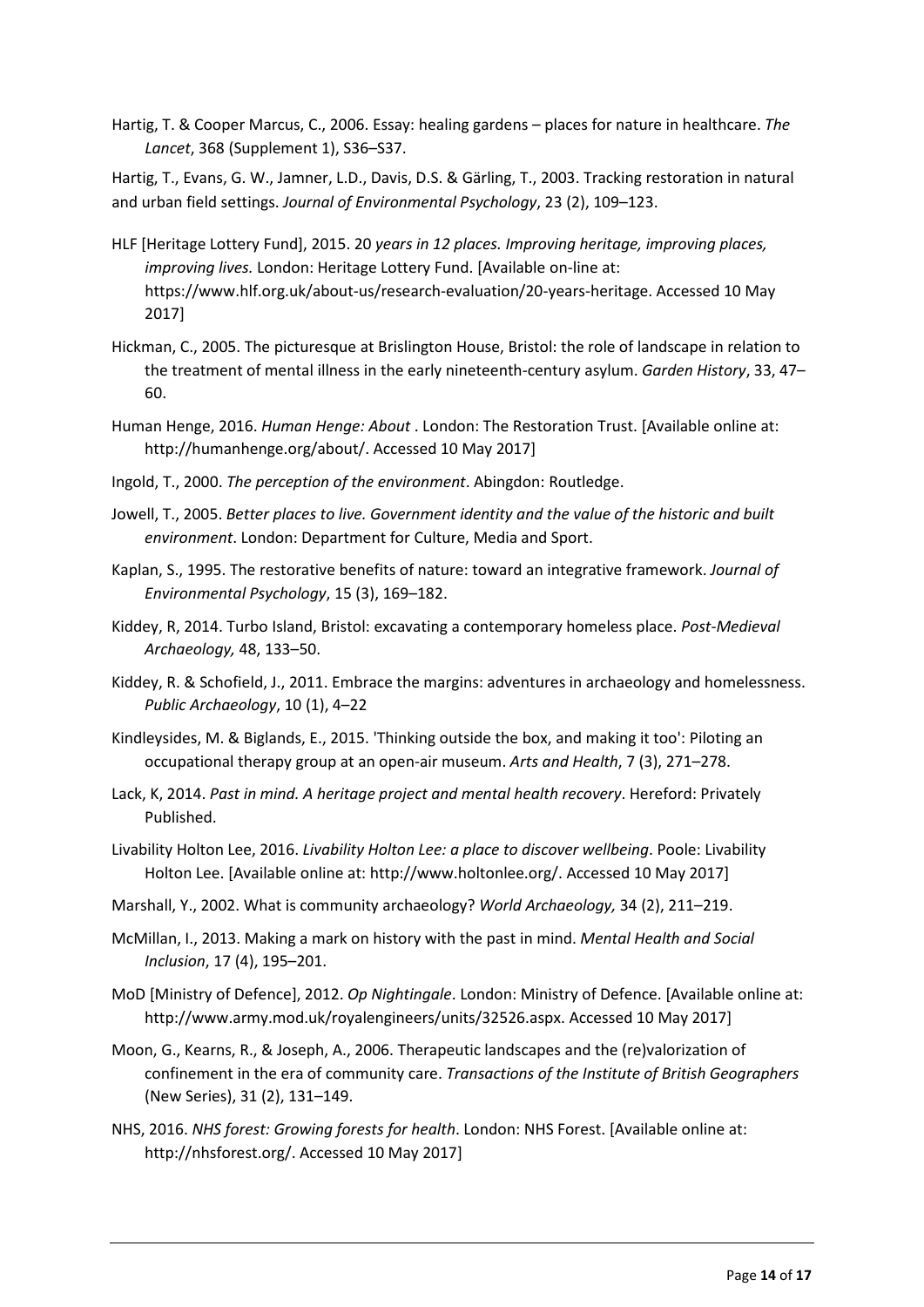Hartig, T. & Cooper Marcus, C., 2006. Essay: healing gardens – places for nature in healthcare. *The Lancet*, 368 (Supplement 1), S36–S37.

Hartig, T., Evans, G. W., Jamner, L.D., Davis, D.S. & Gärling, T., 2003. Tracking restoration in natural and urban field settings. *Journal of Environmental Psychology*, 23 (2), 109–123.

HLF [Heritage Lottery Fund], 2015. 20 *years in 12 places. Improving heritage, improving places, improving lives.* London: Heritage Lottery Fund. [Available on-line at: https://www.hlf.org.uk/about-us/research-evaluation/20-years-heritage. Accessed 10 May 2017]

Hickman, C., 2005. The picturesque at Brislington House, Bristol: the role of landscape in relation to the treatment of mental illness in the early nineteenth-century asylum. *Garden History*, 33, 47–60.

Human Henge, 2016. *Human Henge: About* . London: The Restoration Trust. [Available online at: http://humanhenge.org/about/. Accessed 10 May 2017]

Ingold, T., 2000. *The perception of the environment*. Abingdon: Routledge.

Jowell, T., 2005. *Better places to live. Government identity and the value of the historic and built environment*. London: Department for Culture, Media and Sport.

Kaplan, S., 1995. The restorative benefits of nature: toward an integrative framework. *Journal of Environmental Psychology*, 15 (3), 169–182.

Kiddey, R, 2014. Turbo Island, Bristol: excavating a contemporary homeless place. *Post-Medieval Archaeology,* 48, 133–50.

Kiddey, R. & Schofield, J., 2011. Embrace the margins: adventures in archaeology and homelessness. *Public Archaeology*, 10 (1), 4–22

Kindleysides, M. & Biglands, E., 2015. 'Thinking outside the box, and making it too': Piloting an occupational therapy group at an open-air museum. *Arts and Health*, 7 (3), 271–278.

Lack, K, 2014. *Past in mind. A heritage project and mental health recovery*. Hereford: Privately Published.

Livability Holton Lee, 2016. *Livability Holton Lee: a place to discover wellbeing*. Poole: Livability Holton Lee. [Available online at: http://www.holtonlee.org/. Accessed 10 May 2017]

Marshall, Y., 2002. What is community archaeology? *World Archaeology,* 34 (2), 211–219.

McMillan, I., 2013. Making a mark on history with the past in mind. *Mental Health and Social Inclusion*, 17 (4), 195–201.

MoD [Ministry of Defence], 2012. *Op Nightingale*. London: Ministry of Defence. [Available online at: http://www.army.mod.uk/royalengineers/units/32526.aspx. Accessed 10 May 2017]

Moon, G., Kearns, R., & Joseph, A., 2006. Therapeutic landscapes and the (re)valorization of confinement in the era of community care. *Transactions of the Institute of British Geographers* (New Series), 31 (2), 131–149.

NHS, 2016. *NHS forest: Growing forests for health*. London: NHS Forest. [Available online at: http://nhsforest.org/. Accessed 10 May 2017]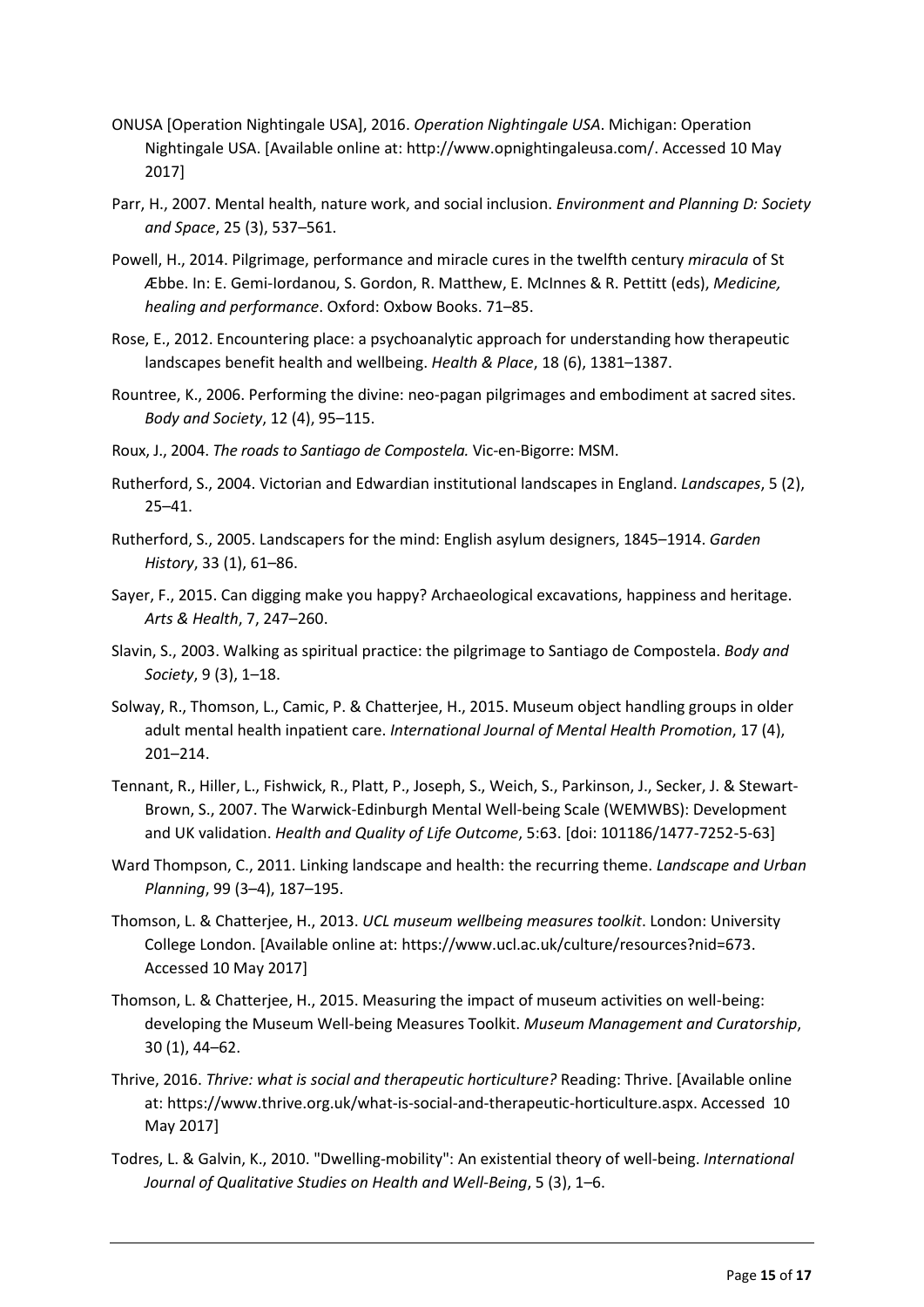ONUSA [Operation Nightingale USA], 2016. *Operation Nightingale USA*. Michigan: Operation Nightingale USA. [Available online at: http://www.opnightingaleusa.com/. Accessed 10 May 2017]

Parr, H., 2007. Mental health, nature work, and social inclusion. *Environment and Planning D: Society and Space*, 25 (3), 537–561.

Powell, H., 2014. Pilgrimage, performance and miracle cures in the twelfth century *miracula* of St Æbbe. In: E. Gemi-Iordanou, S. Gordon, R. Matthew, E. McInnes & R. Pettitt (eds), *Medicine, healing and performance*. Oxford: Oxbow Books. 71–85.

Rose, E., 2012. Encountering place: a psychoanalytic approach for understanding how therapeutic landscapes benefit health and wellbeing. *Health & Place*, 18 (6), 1381–1387.

Rountree, K., 2006. Performing the divine: neo-pagan pilgrimages and embodiment at sacred sites. *Body and Society*, 12 (4), 95–115.

Roux, J., 2004. *The roads to Santiago de Compostela.* Vic-en-Bigorre: MSM.

Rutherford, S., 2004. Victorian and Edwardian institutional landscapes in England. *Landscapes*, 5 (2), 25–41.

Rutherford, S., 2005. Landscapers for the mind: English asylum designers, 1845–1914. *Garden History*, 33 (1), 61–86.

Sayer, F., 2015. Can digging make you happy? Archaeological excavations, happiness and heritage. *Arts & Health*, 7, 247–260.

Slavin, S., 2003. Walking as spiritual practice: the pilgrimage to Santiago de Compostela. *Body and Society*, 9 (3), 1–18.

Solway, R., Thomson, L., Camic, P. & Chatterjee, H., 2015. Museum object handling groups in older adult mental health inpatient care. *International Journal of Mental Health Promotion*, 17 (4), 201–214.

Tennant, R., Hiller, L., Fishwick, R., Platt, P., Joseph, S., Weich, S., Parkinson, J., Secker, J. & Stewart-Brown, S., 2007. The Warwick-Edinburgh Mental Well-being Scale (WEMWBS): Development and UK validation. *Health and Quality of Life Outcome*, 5:63. [doi: 101186/1477-7252-5-63]

Ward Thompson, C., 2011. Linking landscape and health: the recurring theme. *Landscape and Urban Planning*, 99 (3–4), 187–195.

Thomson, L. & Chatterjee, H., 2013. *UCL museum wellbeing measures toolkit*. London: University College London. [Available online at: https://www.ucl.ac.uk/culture/resources?nid=673. Accessed 10 May 2017]

Thomson, L. & Chatterjee, H., 2015. Measuring the impact of museum activities on well-being: developing the Museum Well-being Measures Toolkit. *Museum Management and Curatorship*, 30 (1), 44–62.

Thrive, 2016. *Thrive: what is social and therapeutic horticulture?* Reading: Thrive. [Available online at: https://www.thrive.org.uk/what-is-social-and-therapeutic-horticulture.aspx. Accessed 10 May 2017]

Todres, L. & Galvin, K., 2010. "Dwelling-mobility": An existential theory of well-being. *International Journal of Qualitative Studies on Health and Well-Being*, 5 (3), 1–6.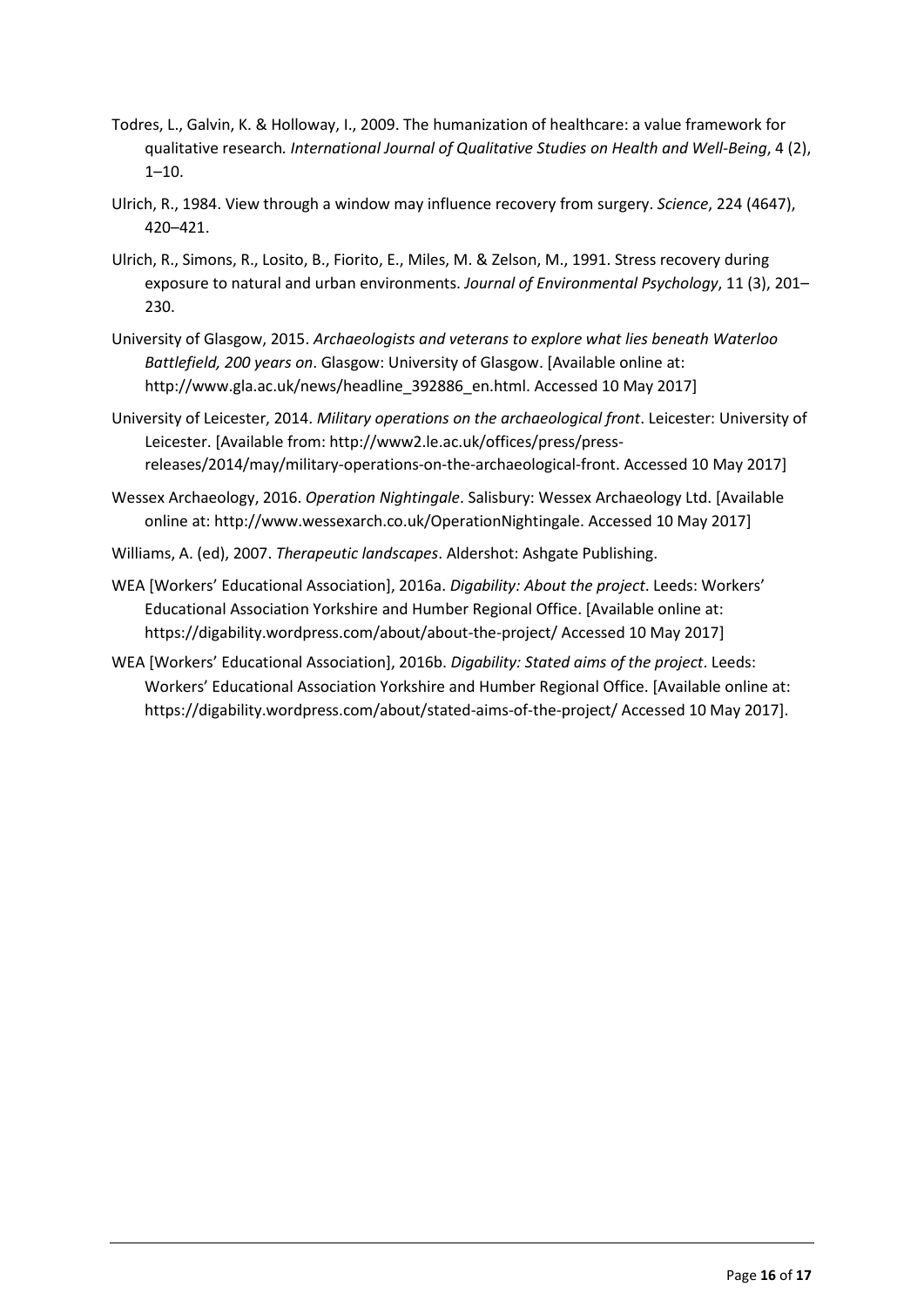Todres, L., Galvin, K. & Holloway, I., 2009. The humanization of healthcare: a value framework for qualitative research. *International Journal of Qualitative Studies on Health and Well-Being*, 4 (2), 1–10.

Ulrich, R., 1984. View through a window may influence recovery from surgery. *Science*, 224 (4647), 420–421.

Ulrich, R., Simons, R., Losito, B., Fiorito, E., Miles, M. & Zelson, M., 1991. Stress recovery during exposure to natural and urban environments. *Journal of Environmental Psychology*, 11 (3), 201–230.

University of Glasgow, 2015. *Archaeologists and veterans to explore what lies beneath Waterloo Battlefield, 200 years on*. Glasgow: University of Glasgow. [Available online at: http://www.gla.ac.uk/news/headline_392886_en.html. Accessed 10 May 2017]

University of Leicester, 2014. *Military operations on the archaeological front*. Leicester: University of Leicester. [Available from: http://www2.le.ac.uk/offices/press/press-releases/2014/may/military-operations-on-the-archaeological-front. Accessed 10 May 2017]

Wessex Archaeology, 2016. *Operation Nightingale*. Salisbury: Wessex Archaeology Ltd. [Available online at: http://www.wessexarch.co.uk/OperationNightingale. Accessed 10 May 2017]

Williams, A. (ed), 2007. *Therapeutic landscapes*. Aldershot: Ashgate Publishing.

WEA [Workers' Educational Association], 2016a. *Digability: About the project*. Leeds: Workers' Educational Association Yorkshire and Humber Regional Office. [Available online at: https://digability.wordpress.com/about/about-the-project/ Accessed 10 May 2017]

WEA [Workers' Educational Association], 2016b. *Digability: Stated aims of the project*. Leeds: Workers' Educational Association Yorkshire and Humber Regional Office. [Available online at: https://digability.wordpress.com/about/stated-aims-of-the-project/ Accessed 10 May 2017].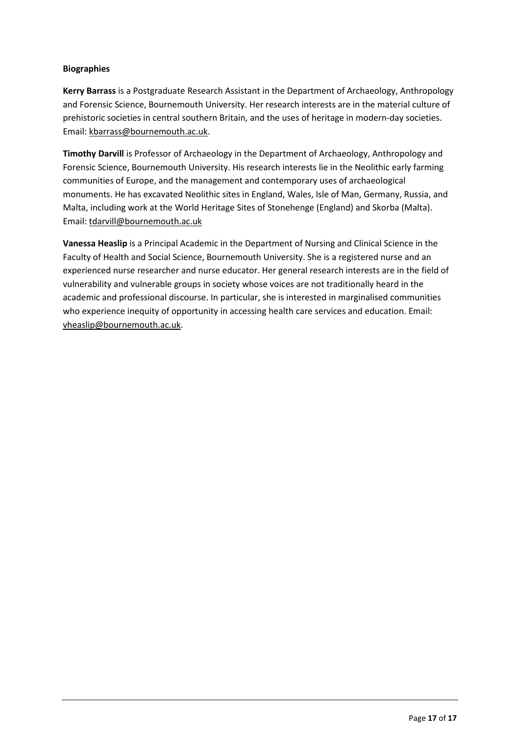**Biographies**

**Kerry Barrass** is a Postgraduate Research Assistant in the Department of Archaeology, Anthropology and Forensic Science, Bournemouth University. Her research interests are in the material culture of prehistoric societies in central southern Britain, and the uses of heritage in modern-day societies. Email: kbarrass@bournemouth.ac.uk.

**Timothy Darvill** is Professor of Archaeology in the Department of Archaeology, Anthropology and Forensic Science, Bournemouth University. His research interests lie in the Neolithic early farming communities of Europe, and the management and contemporary uses of archaeological monuments. He has excavated Neolithic sites in England, Wales, Isle of Man, Germany, Russia, and Malta, including work at the World Heritage Sites of Stonehenge (England) and Skorba (Malta). Email: tdarvill@bournemouth.ac.uk

**Vanessa Heaslip** is a Principal Academic in the Department of Nursing and Clinical Science in the Faculty of Health and Social Science, Bournemouth University. She is a registered nurse and an experienced nurse researcher and nurse educator. Her general research interests are in the field of vulnerability and vulnerable groups in society whose voices are not traditionally heard in the academic and professional discourse. In particular, she is interested in marginalised communities who experience inequity of opportunity in accessing health care services and education. Email: vheaslip@bournemouth.ac.uk.